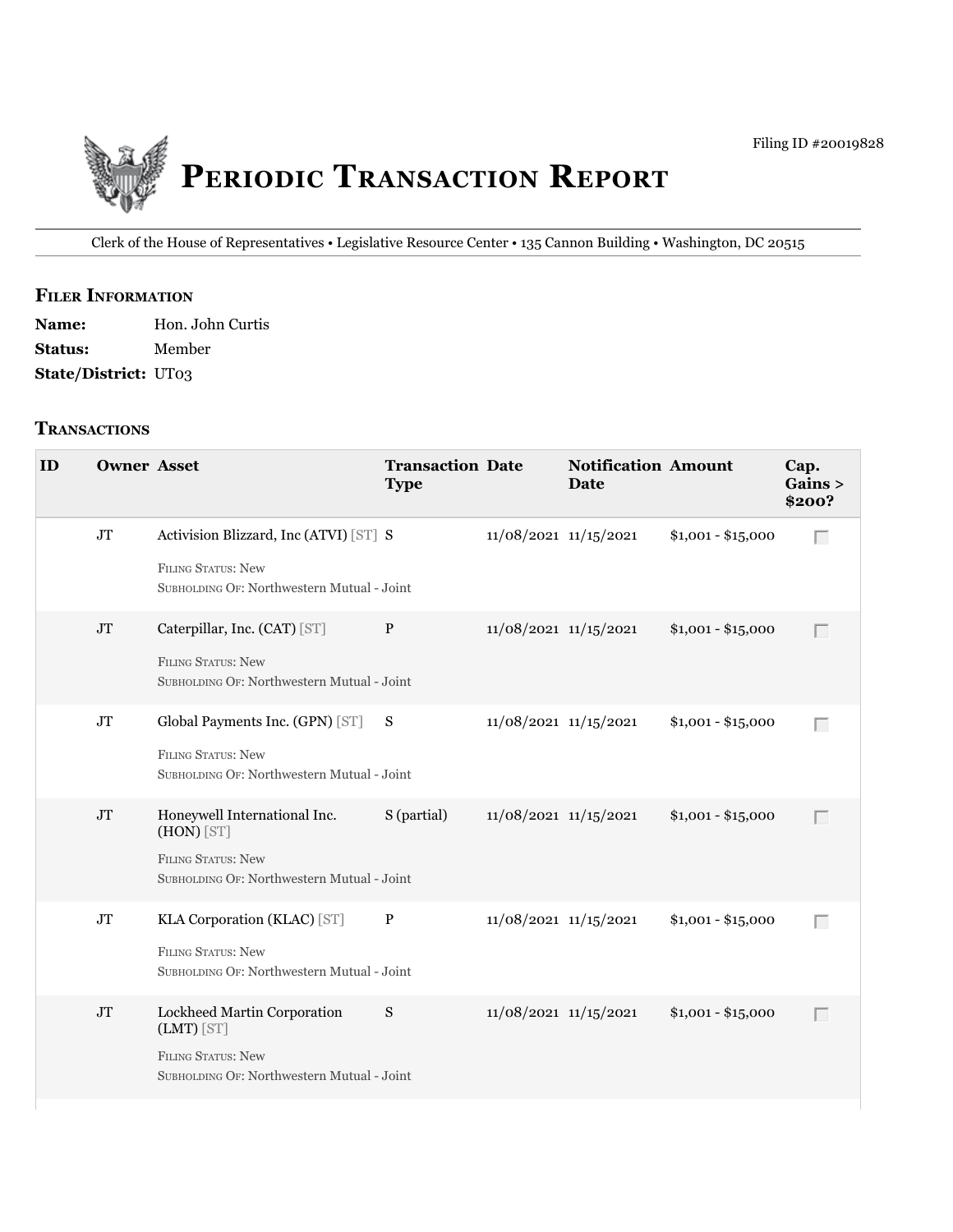Filing ID #20019828

# Periodic Transaction Report

Clerk of the House of Representatives • Legislative Resource Center • 135 Cannon Building • Washington, DC 20515

## Filer Information

**Name:** Hon. John Curtis
**Status:** Member
**State/District:** UT03

## Transactions

| ID | Owner | Asset | Transaction Type | Date | Notification Date | Amount | Cap. Gains > $200? |
|---|---|---|---|---|---|---|---|
| | JT | Activision Blizzard, Inc (ATVI) [ST]<br>Filing Status: New<br>Subholding Of: Northwestern Mutual - Joint | S | 11/08/2021 | 11/15/2021 | $1,001 - $15,000 | ☐ |
| | JT | Caterpillar, Inc. (CAT) [ST]<br>Filing Status: New<br>Subholding Of: Northwestern Mutual - Joint | P | 11/08/2021 | 11/15/2021 | $1,001 - $15,000 | ☐ |
| | JT | Global Payments Inc. (GPN) [ST]<br>Filing Status: New<br>Subholding Of: Northwestern Mutual - Joint | S | 11/08/2021 | 11/15/2021 | $1,001 - $15,000 | ☐ |
| | JT | Honeywell International Inc. (HON) [ST]<br>Filing Status: New<br>Subholding Of: Northwestern Mutual - Joint | S (partial) | 11/08/2021 | 11/15/2021 | $1,001 - $15,000 | ☐ |
| | JT | KLA Corporation (KLAC) [ST]<br>Filing Status: New<br>Subholding Of: Northwestern Mutual - Joint | P | 11/08/2021 | 11/15/2021 | $1,001 - $15,000 | ☐ |
| | JT | Lockheed Martin Corporation (LMT) [ST]<br>Filing Status: New<br>Subholding Of: Northwestern Mutual - Joint | S | 11/08/2021 | 11/15/2021 | $1,001 - $15,000 | ☐ |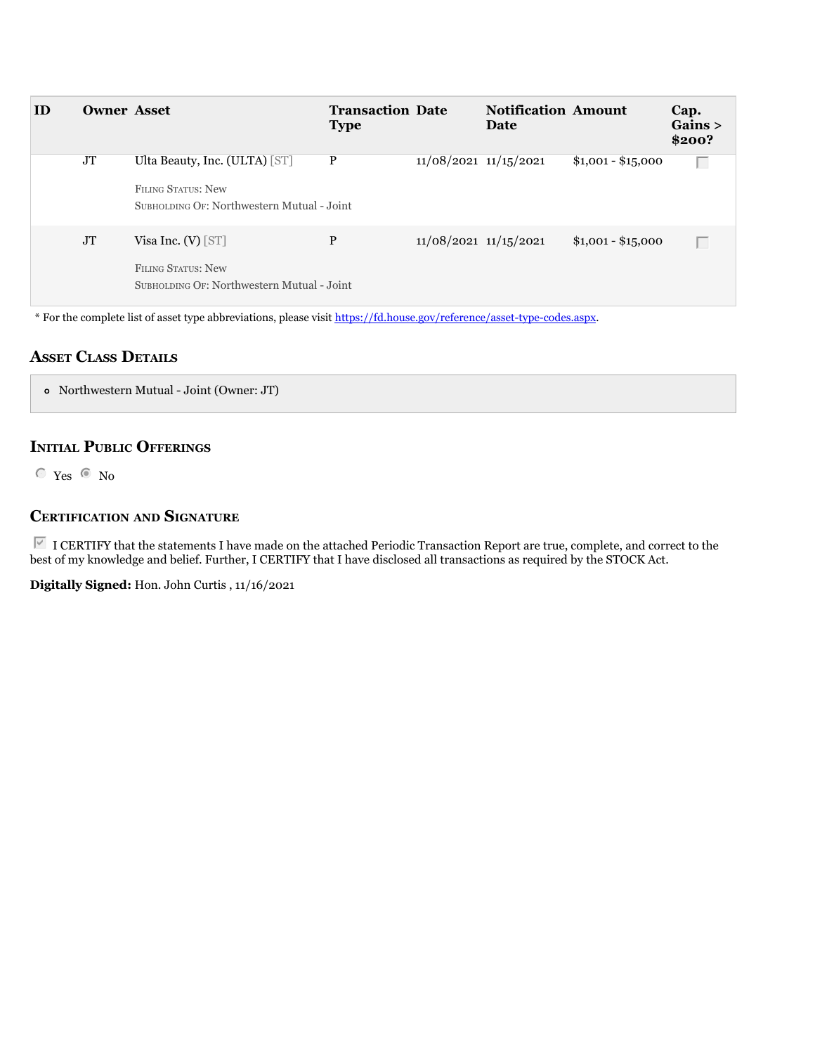| ID | Owner | Asset | Transaction Type | Date | Notification Date | Amount | Cap. Gains > $200? |
|---|---|---|---|---|---|---|---|
| | JT | Ulta Beauty, Inc. (ULTA) [ST]<br>Filing Status: New<br>Subholding Of: Northwestern Mutual - Joint | P | 11/08/2021 | 11/15/2021 | $1,001 - $15,000 | ☐ |
| | JT | Visa Inc. (V) [ST]<br>Filing Status: New<br>Subholding Of: Northwestern Mutual - Joint | P | 11/08/2021 | 11/15/2021 | $1,001 - $15,000 | ☐ |

* For the complete list of asset type abbreviations, please visit https://fd.house.gov/reference/asset-type-codes.aspx.

## Asset Class Details

- Northwestern Mutual - Joint (Owner: JT)

## Initial Public Offerings

○ Yes ● No

## Certification and Signature

☑ I CERTIFY that the statements I have made on the attached Periodic Transaction Report are true, complete, and correct to the best of my knowledge and belief. Further, I CERTIFY that I have disclosed all transactions as required by the STOCK Act.

**Digitally Signed:** Hon. John Curtis , 11/16/2021